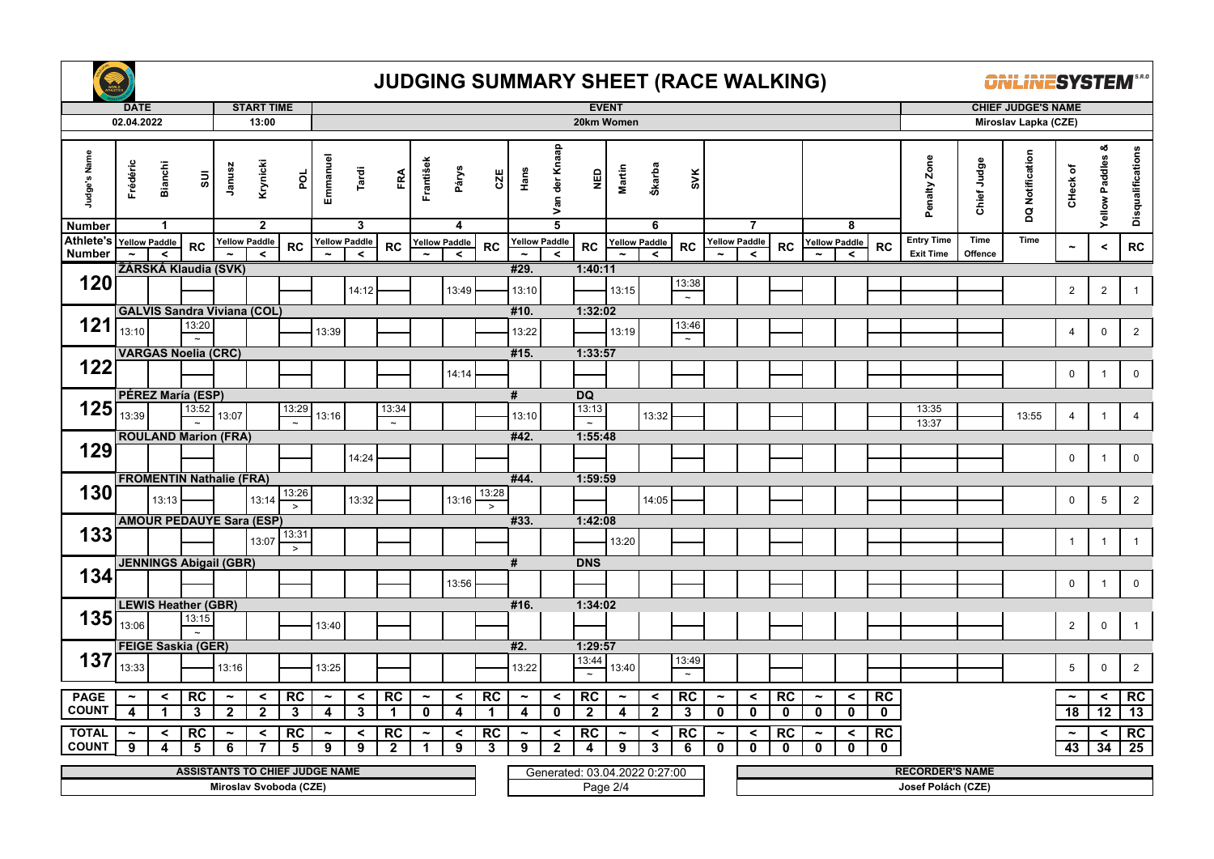# JUDGING SUMMARY SHEET (RACE WALKING)

| DATE | START TIME | EVENT | CHIEF JUDGE'S NAME |
|---|---|---|---|
| 02.04.2022 | 13:00 | 20km Women | Miroslav Lapka (CZE) |

| Judge's Name | Frédéric Bianchi SUI | | | Janusz Krynicki POL | | | Emmanuel Tardi FRA | | | František Párys CZE | | | Hans Van der Knaap NED | | | Martin Škarba SVK | | | | | | | | | Penalty Zone | Chief Judge | DQ Notification | CHeck of Yellow Paddles & Disqualifications | | |
|---|---|---|---|---|---|---|---|---|---|---|---|---|---|---|---|---|---|---|---|---|---|---|---|---|---|---|---|---|---|---|
| Number | 1 | | | 2 | | | 3 | | | 4 | | | 5 | | | 6 | | | 7 | | | 8 | | | | | | | | |
| Athlete's Number | Yellow Paddle ~ | Yellow Paddle < | RC | Yellow Paddle ~ | Yellow Paddle < | RC | Yellow Paddle ~ | Yellow Paddle < | RC | Yellow Paddle ~ | Yellow Paddle < | RC | Yellow Paddle ~ | Yellow Paddle < | RC | Yellow Paddle ~ | Yellow Paddle < | RC | Yellow Paddle ~ | Yellow Paddle < | RC | Yellow Paddle ~ | Yellow Paddle < | RC | Entry Time / Exit Time | Time Offence | Time | ~ | < | RC |
| 120 ZÁRSKÁ Klaudia (SVK) #29. 1:40:11 | | | | | | | | 14:12 | | | 13:49 | | 13:10 | | | 13:15 | | 13:38 ~ | | | | | | | | | | 2 | 2 | 1 |
| 121 GALVIS Sandra Viviana (COL) #10. 1:32:02 | 13:10 | | 13:20 ~ | | | | 13:39 | | | | | | 13:22 | | | 13:19 | | 13:46 ~ | | | | | | | | | | 4 | 0 | 2 |
| 122 VARGAS Noelia (CRC) #15. 1:33:57 | | | | | | | | | | | 14:14 | | | | | | | | | | | | | | | | | 0 | 1 | 0 |
| 125 PÉREZ María (ESP) # DQ | 13:39 | | 13:52 ~ | 13:07 | | 13:29 ~ | 13:16 | | 13:34 ~ | | | | 13:10 | | 13:13 ~ | | 13:32 | | | | | | | | 13:35 / 13:37 | | 13:55 | 4 | 1 | 4 |
| 129 ROULAND Marion (FRA) #42. 1:55:48 | | | | | | | | 14:24 | | | | | | | | | | | | | | | | | | | | 0 | 1 | 0 |
| 130 FROMENTIN Nathalie (FRA) #44. 1:59:59 | | 13:13 | | | 13:14 | 13:26 > | | 13:32 | | | 13:16 | 13:28 > | | | | | 14:05 | | | | | | | | | | | 0 | 5 | 2 |
| 133 AMOUR PEDAUYE Sara (ESP) #33. 1:42:08 | | | | | 13:07 | 13:31 > | | | | | | | | | | 13:20 | | | | | | | | | | | | 1 | 1 | 1 |
| 134 JENNINGS Abigail (GBR) # DNS | | | | | | | | | | | 13:56 | | | | | | | | | | | | | | | | | 0 | 1 | 0 |
| 135 LEWIS Heather (GBR) #16. 1:34:02 | 13:06 | | 13:15 ~ | | | | 13:40 | | | | | | | | | | | | | | | | | | | | | 2 | 0 | 1 |
| 137 FEIGE Saskia (GER) #2. 1:29:57 | 13:33 | | | 13:16 | | | 13:25 | | | | | | 13:22 | | 13:44 ~ | 13:40 | | 13:49 ~ | | | | | | | | | | 5 | 0 | 2 |
| PAGE COUNT | 4 | 1 | 3 | 2 | 2 | 3 | 4 | 3 | 1 | 0 | 4 | 1 | 4 | 0 | 2 | 4 | 2 | 3 | 0 | 0 | 0 | 0 | 0 | 0 | | | | 18 | 12 | 13 |
| TOTAL COUNT | 9 | 4 | 5 | 6 | 7 | 5 | 9 | 9 | 2 | 1 | 9 | 3 | 9 | 2 | 4 | 9 | 3 | 6 | 0 | 0 | 0 | 0 | 0 | 0 | | | | 43 | 34 | 25 |

| ASSISTANTS TO CHIEF JUDGE NAME | | RECORDER'S NAME |
|---|---|---|
| Miroslav Svoboda (CZE) | Generated: 03.04.2022 0:27:00 | Josef Polách (CZE) |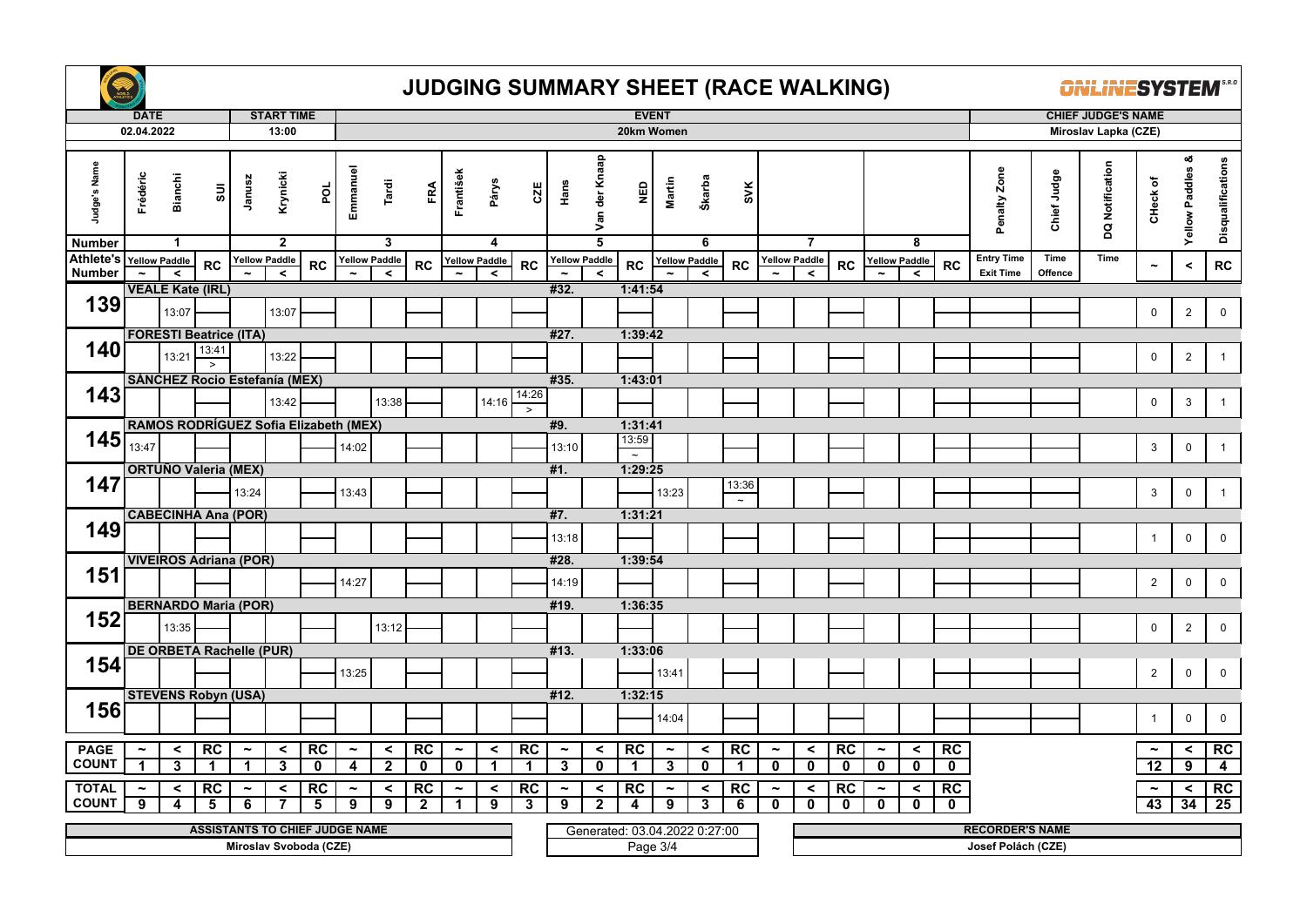# JUDGING SUMMARY SHEET (RACE WALKING)

| DATE | START TIME | EVENT | CHIEF JUDGE'S NAME |
|---|---|---|---|
| 02.04.2022 | 13:00 | 20km Women | Miroslav Lapka (CZE) |

| Judge Number | Judge's Name | Country |
|---|---|---|
| 1 | Frédéric Bianchi | SUI |
| 2 | Janusz Krynicki | POL |
| 3 | Emmanuel Tardi | FRA |
| 4 | František Pärys | CZE |
| 5 | Hans Van der Knaap | NED |
| 6 | Martin Škarba | SVK |
| 7 | | |
| 8 | | |

| Athlete's Number | Athlete | Place | Time | 1 ~ | 1 < | 1 RC | 2 ~ | 2 < | 2 RC | 3 ~ | 3 < | 3 RC | 4 ~ | 4 < | 4 RC | 5 ~ | 5 < | 5 RC | 6 ~ | 6 < | 6 RC | 7 ~ | 7 < | 7 RC | 8 ~ | 8 < | 8 RC | Penalty Zone Entry Time / Exit Time | Chief Judge Time Offence | DQ Notification Time | CHeck of ~ | Yellow Paddles & < | Disqualifications RC |
|---|---|---|---|---|---|---|---|---|---|---|---|---|---|---|---|---|---|---|---|---|---|---|---|---|---|---|---|---|---|---|---|---|---|
| 139 | VEALE Kate (IRL) | #32. | 1:41:54 | | 13:07 | | | 13:07 | | | | | | | | | | | | | | | | | | | | | | | 0 | 2 | 0 |
| 140 | FORESTI Beatrice (ITA) | #27. | 1:39:42 | | 13:21 | 13:41 > | | 13:22 | | | | | | | | | | | | | | | | | | | | | | | 0 | 2 | 1 |
| 143 | SÁNCHEZ Rocío Estefanía (MEX) | #35. | 1:43:01 | | | | | 13:42 | | | 13:38 | | | 14:16 | 14:26 > | | | | | | | | | | | | | | | | 0 | 3 | 1 |
| 145 | RAMOS RODRÍGUEZ Sofía Elizabeth (MEX) | #9. | 1:31:41 | 13:47 | | | | | | 14:02 | | | | | | 13:10 | | 13:59 ~ | | | | | | | | | | | | | 3 | 0 | 1 |
| 147 | ORTUÑO Valeria (MEX) | #1. | 1:29:25 | | | | 13:24 | | | 13:43 | | | | | | | | | 13:23 | | 13:36 ~ | | | | | | | | | | 3 | 0 | 1 |
| 149 | CABECINHA Ana (POR) | #7. | 1:31:21 | | | | | | | | | | | | | 13:18 | | | | | | | | | | | | | | | 1 | 0 | 0 |
| 151 | VIVEIROS Adriana (POR) | #28. | 1:39:54 | | | | | | | 14:27 | | | | | | 14:19 | | | | | | | | | | | | | | | 2 | 0 | 0 |
| 152 | BERNARDO Maria (POR) | #19. | 1:36:35 | | 13:35 | | | | | | 13:12 | | | | | | | | | | | | | | | | | | | | 0 | 2 | 0 |
| 154 | DE ORBETA Rachelle (PUR) | #13. | 1:33:06 | | | | | | | 13:25 | | | | | | | | | 13:41 | | | | | | | | | | | | 2 | 0 | 0 |
| 156 | STEVENS Robyn (USA) | #12. | 1:32:15 | | | | | | | | | | | | | | | | 14:04 | | | | | | | | | | | | 1 | 0 | 0 |
| PAGE COUNT | | | | 1 | 3 | 1 | 1 | 3 | 0 | 4 | 2 | 0 | 0 | 1 | 1 | 3 | 0 | 1 | 3 | 0 | 1 | 0 | 0 | 0 | 0 | 0 | 0 | | | | 12 | 9 | 4 |
| TOTAL COUNT | | | | 9 | 4 | 5 | 6 | 7 | 5 | 9 | 9 | 2 | 1 | 9 | 3 | 9 | 2 | 4 | 9 | 3 | 6 | 0 | 0 | 0 | 0 | 0 | 0 | | | | 43 | 34 | 25 |

| ASSISTANTS TO CHIEF JUDGE NAME | | RECORDER'S NAME |
|---|---|---|
| Miroslav Svoboda (CZE) | Generated: 03.04.2022 0:27:00 | Josef Polách (CZE) |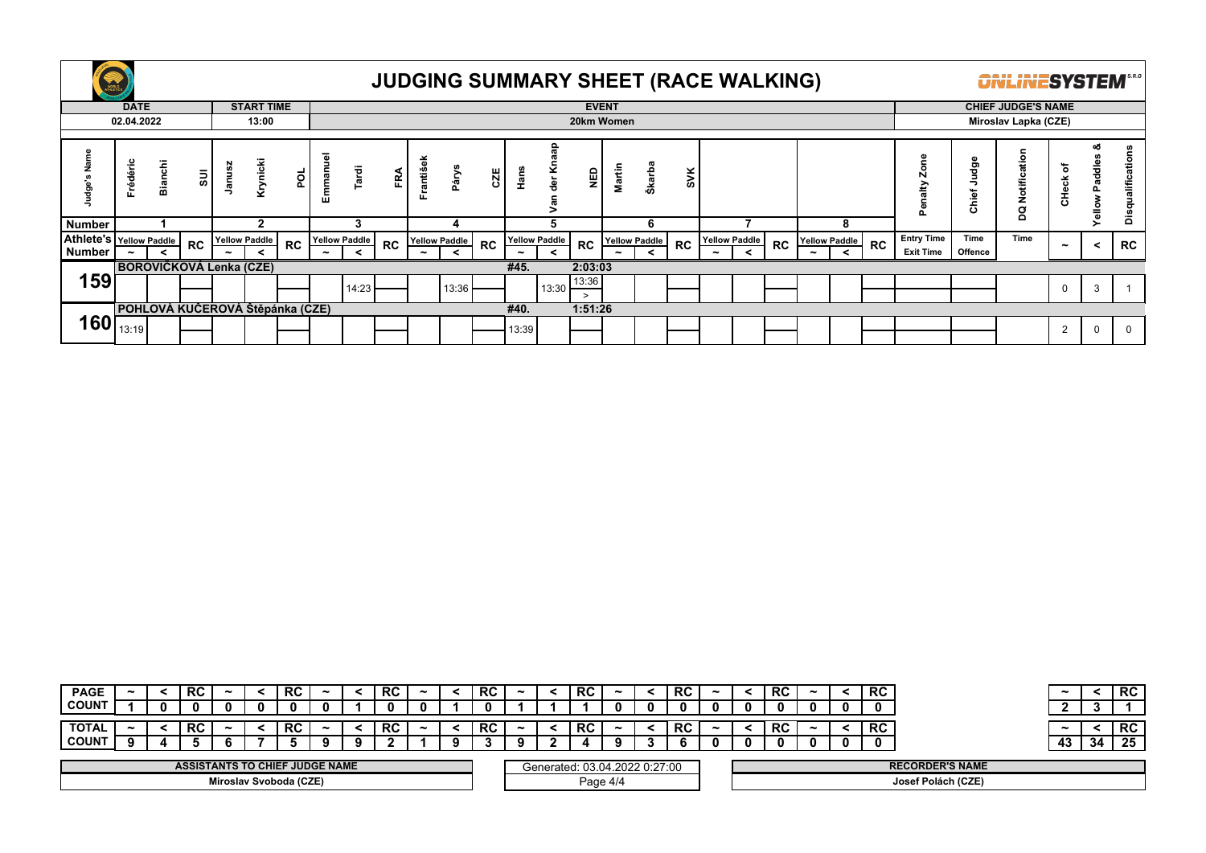# JUDGING SUMMARY SHEET (RACE WALKING)

ONLINESYSTEM s.r.o.

| DATE | START TIME | EVENT | CHIEF JUDGE'S NAME |
|---|---|---|---|
| 02.04.2022 | 13:00 | 20km Women | Miroslav Lapka (CZE) |

| Judge's Name | Frédéric | Bianchi | SUI | Janusz | Krynicki | POL | Emmanuel | Tardi | FRA | František | Pärys | CZE | Hans | Van der Knaap | NED | Martin | Škarba | SVK | | | | | | | Penalty Zone | Chief Judge | DQ Notification | CHeck of | Yellow Paddles & | Disqualifications |
|---|---|---|---|---|---|---|---|---|---|---|---|---|---|---|---|---|---|---|---|---|---|---|---|---|---|---|---|---|---|---|
| Number | 1 | | | 2 | | | 3 | | | 4 | | | 5 | | | 6 | | | 7 | | | 8 | | | | | | | | |
| Athlete's Number | Yellow Paddle ~ | Yellow Paddle < | RC | Yellow Paddle ~ | Yellow Paddle < | RC | Yellow Paddle ~ | Yellow Paddle < | RC | Yellow Paddle ~ | Yellow Paddle < | RC | Yellow Paddle ~ | Yellow Paddle < | RC | Yellow Paddle ~ | Yellow Paddle < | RC | Yellow Paddle ~ | Yellow Paddle < | RC | Yellow Paddle ~ | Yellow Paddle < | RC | Entry Time / Exit Time | Time Offence | Time | ~ | < | RC |
| 159 BOROVIČKOVÁ Lenka (CZE) #45. 2:03:03 | | | | | | | | 14:23 | | | 13:36 | | | 13:30 | 13:36 > | | | | | | | | | | | | | 0 | 3 | 1 |
| 160 POHLOVÁ KUČEROVÁ Štěpánka (CZE) #40. 1:51:26 | 13:19 | | | | | | | | | | | | 13:39 | | | | | | | | | | | | | | | 2 | 0 | 0 |

| | ~ | < | RC | ~ | < | RC | ~ | < | RC | ~ | < | RC | ~ | < | RC | ~ | < | RC | ~ | < | RC | ~ | < | RC | ~ | < | RC |
|---|---|---|---|---|---|---|---|---|---|---|---|---|---|---|---|---|---|---|---|---|---|---|---|---|---|---|---|
| PAGE COUNT | 1 | 0 | 0 | 0 | 0 | 0 | 0 | 1 | 0 | 0 | 1 | 0 | 1 | 1 | 1 | 0 | 0 | 0 | 0 | 0 | 0 | 0 | 0 | 0 | 2 | 3 | 1 |
| TOTAL COUNT | 9 | 4 | 5 | 6 | 7 | 5 | 9 | 9 | 2 | 1 | 9 | 3 | 9 | 2 | 4 | 9 | 3 | 6 | 0 | 0 | 0 | 0 | 0 | 0 | 43 | 34 | 25 |

| ASSISTANTS TO CHIEF JUDGE NAME | | RECORDER'S NAME |
|---|---|---|
| Miroslav Svoboda (CZE) | Generated: 03.04.2022 0:27:00 | Josef Polách (CZE) |